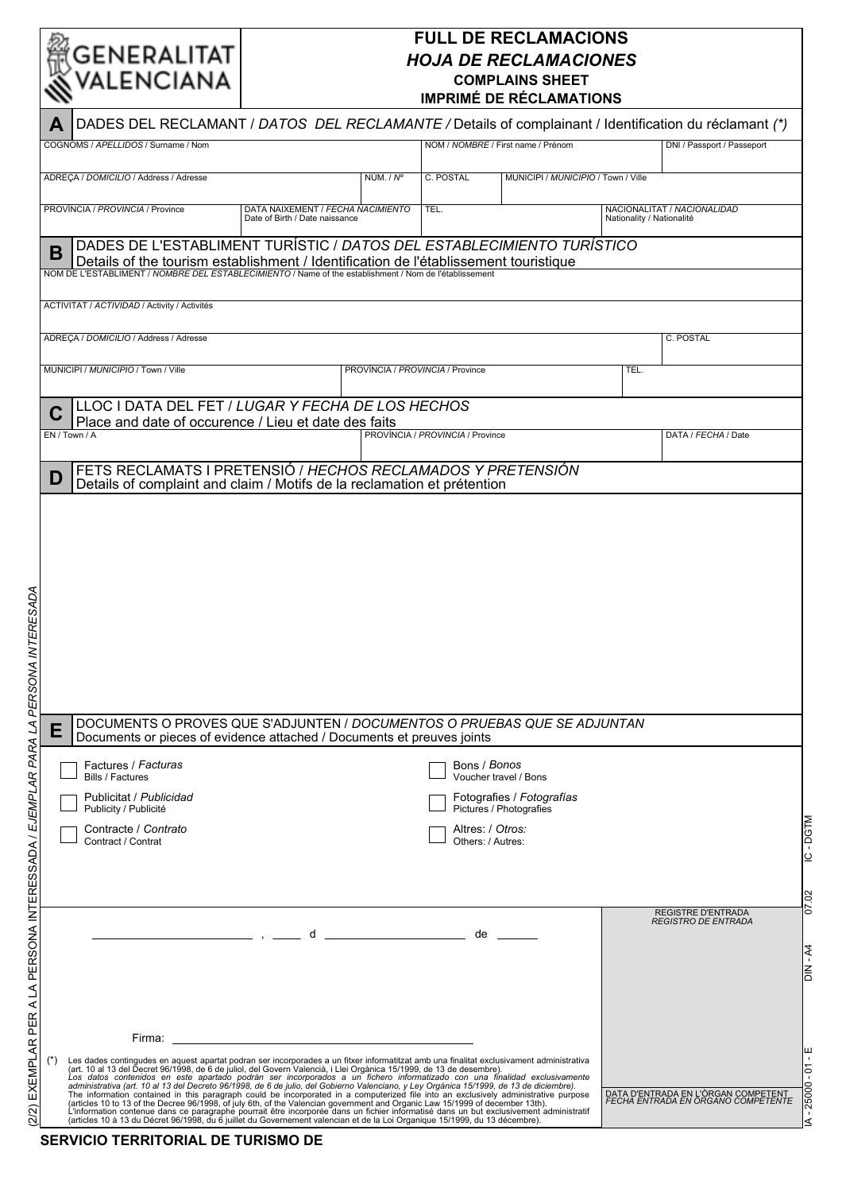GENERALITAT VALENCIANA

# FULL DE RECLAMACIONS
## *HOJA DE RECLAMACIONES*
### COMPLAINS SHEET
### IMPRIMÉ DE RÉCLAMATIONS

## A DADES DEL RECLAMANT / *DATOS DEL RECLAMANTE /* Details of complainant / Identification du réclamant *(\*)*

| COGNOMS / *APELLIDOS* / Surname / Nom | | NOM / *NOMBRE* / First name / Prénom | | DNI / Passport / Passeport |
|---|---|---|---|---|
| | | | | |

| ADREÇA / *DOMICILIO* / Address / Adresse | NÚM. / *Nº* | C. POSTAL | MUNICIPI / *MUNICIPIO* / Town / Ville |
|---|---|---|---|
| | | | |

| PROVÍNCIA / *PROVINCIA* / Province | DATA NAIXEMENT / *FECHA NACIMIENTO* Date of Birth / Date naissance | TEL. | NACIONALITAT / *NACIONALIDAD* Nationality / Nationalité |
|---|---|---|---|
| | | | |

## B DADES DE L'ESTABLIMENT TURÍSTIC / *DATOS DEL ESTABLECIMIENTO TURÍSTICO*
Details of the tourism establishment / Identification de l'établissement touristique

NOM DE L'ESTABLIMENT / *NOMBRE DEL ESTABLECIMIENTO* / Name of the establishment / Nom de l'établissement

ACTIVITAT / *ACTIVIDAD* / Activity / Activités

| ADREÇA / *DOMICILIO* / Address / Adresse | C. POSTAL |
|---|---|
| | |

| MUNICIPI / *MUNICIPIO* / Town / Ville | PROVÍNCIA / *PROVINCIA* / Province | TEL. |
|---|---|---|
| | | |

## C LLOC I DATA DEL FET / *LUGAR Y FECHA DE LOS HECHOS*
Place and date of occurence / Lieu et date des faits

| EN / Town / A | PROVÍNCIA / *PROVINCIA* / Province | DATA / *FECHA* / Date |
|---|---|---|
| | | |

## D FETS RECLAMATS I PRETENSIÓ / *HECHOS RECLAMADOS Y PRETENSIÓN*
Details of complaint and claim / Motifs de la reclamation et prétention

## E DOCUMENTS O PROVES QUE S'ADJUNTEN / *DOCUMENTOS O PRUEBAS QUE SE ADJUNTAN*
Documents or pieces of evidence attached / Documents et preuves joints

- ☐ Factures / *Facturas* — Bills / Factures
- ☐ Publicitat / *Publicidad* — Publicity / Publicité
- ☐ Contracte / *Contrato* — Contract / Contrat
- ☐ Bons / *Bonos* — Voucher travel / Bons
- ☐ Fotografies / *Fotografías* — Pictures / Photografies
- ☐ Altres: / *Otros:* — Others: / Autres:

______________________ , ____ d ______________________ de ______

Firma: ______________________________________

REGISTRE D'ENTRADA
*REGISTRO DE ENTRADA*

DATA D'ENTRADA EN L'ÒRGAN COMPETENT
*FECHA ENTRADA EN ÓRGANO COMPETENTE*

(\*) Les dades contingudes en aquest apartat podran ser incorporades a un fitxer informatitzat amb una finalitat exclusivament administrativa (art. 10 al 13 del Decret 96/1998, de 6 de juliol, del Govern Valencià, i Llei Orgànica 15/1999, de 13 de desembre).
*Los datos contenidos en este apartado podrán ser incorporados a un fichero informatizado con una finalidad exclusivamente administrativa (art. 10 al 13 del Decreto 96/1998, de 6 de julio, del Gobierno Valenciano, y Ley Orgánica 15/1999, de 13 de diciembre).*
The information contained in this paragraph could be incorporated in a computerized file into an exclusively administrative purpose (articles 10 to 13 of the Decree 96/1998, of july 6th, of the Valencian government and Organic Law 15/1999 of december 13th).
L'information contenue dans ce paragraphe pourrait être incorporée dans un fichier informatisé dans un but exclusivement administratif (articles 10 à 13 du Décret 96/1998, du 6 juillet du Governement valencien et de la Loi Organique 15/1999, du 13 décembre).

(2/2) EXEMPLAR PER A LA PERSONA INTERESSADA / *EJEMPLAR PARA LA PERSONA INTERESADA*

IA - 25000 - 01 - E DIN - A4 07.02 IC - DGTM

**SERVICIO TERRITORIAL DE TURISMO DE**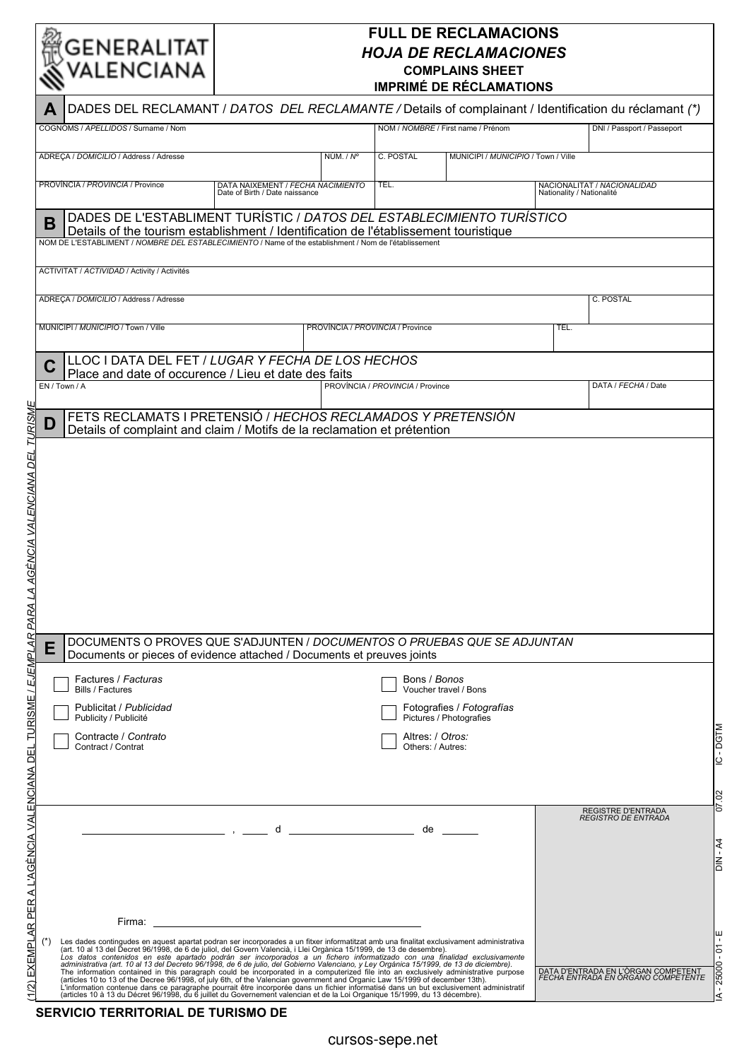# FULL DE RECLAMACIONS

## *HOJA DE RECLAMACIONES*

### COMPLAINS SHEET

### IMPRIMÉ DE RÉCLAMATIONS

GENERALITAT VALENCIANA

## A DADES DEL RECLAMANT / *DATOS DEL RECLAMANTE /* Details of complainant / Identification du réclamant *(\*)*

| | | | | | | |
|---|---|---|---|---|---|---|
| COGNOMS / *APELLIDOS* / Surname / Nom | | | NOM / *NOMBRE* / First name / Prénom | | | DNI / Passport / Passeport |
| ADREÇA / *DOMICILIO* / Address / Adresse | | NÚM. / Nº | C. POSTAL | MUNICIPI / *MUNICIPIO* / Town / Ville | | |
| PROVÍNCIA / *PROVINCIA* / Province | DATA NAIXEMENT / *FECHA NACIMIENTO* Date of Birth / Date naissance | | TEL. | | NACIONALITAT / *NACIONALIDAD* Nationality / Nationalité | |

## B DADES DE L'ESTABLIMENT TURÍSTIC / *DATOS DEL ESTABLECIMIENTO TURÍSTICO*

Details of the tourism establishment / Identification de l'établissement touristique

| | | | |
|---|---|---|---|
| NOM DE L'ESTABLIMENT / *NOMBRE DEL ESTABLECIMIENTO* / Name of the establishment / Nom de l'établissement | | | |
| ACTIVITAT / *ACTIVIDAD* / Activity / Activités | | | |
| ADREÇA / *DOMICILIO* / Address / Adresse | | | C. POSTAL |
| MUNICIPI / *MUNICIPIO* / Town / Ville | PROVÍNCIA / *PROVINCIA* / Province | TEL. | |

## C LLOC I DATA DEL FET / *LUGAR Y FECHA DE LOS HECHOS*

Place and date of occurence / Lieu et date des faits

| | | |
|---|---|---|
| EN / Town / A | PROVÍNCIA / *PROVINCIA* / Province | DATA / *FECHA* / Date |

## D FETS RECLAMATS I PRETENSIÓ / *HECHOS RECLAMADOS Y PRETENSIÓN*

Details of complaint and claim / Motifs de la reclamation et prétention

## E DOCUMENTS O PROVES QUE S'ADJUNTEN / *DOCUMENTOS O PRUEBAS QUE SE ADJUNTAN*

Documents or pieces of evidence attached / Documents et preuves joints

- ☐ Factures / *Facturas* — Bills / Factures
- ☐ Publicitat / *Publicidad* — Publicity / Publicité
- ☐ Contracte / *Contrato* — Contract / Contrat
- ☐ Bons / *Bonos* — Voucher travel / Bons
- ☐ Fotografies / *Fotografías* — Pictures / Photografies
- ☐ Altres: / *Otros:* — Others: / Autres:

\_\_\_\_\_\_\_\_\_\_\_\_\_\_\_\_\_\_\_\_ , \_\_\_\_ d \_\_\_\_\_\_\_\_\_\_\_\_\_\_\_\_\_\_ de \_\_\_\_\_

Firma: \_\_\_\_\_\_\_\_\_\_\_\_\_\_\_\_\_\_\_\_\_\_\_\_\_\_\_\_\_\_

REGISTRE D'ENTRADA
*REGISTRO DE ENTRADA*

DATA D'ENTRADA EN L'ÒRGAN COMPETENT
*FECHA ENTRADA EN ÓRGANO COMPETENTE*

(\*) Les dades contingudes en aquest apartat podran ser incorporades a un fitxer informatitzat amb una finalitat exclusivament administrativa (art. 10 al 13 del Decret 96/1998, de 6 de juliol, del Govern Valencià, i Llei Orgànica 15/1999, de 13 de desembre).
*Los datos contenidos en este apartado podrán ser incorporados a un fichero informatizado con una finalidad exclusivamente administrativa (art. 10 al 13 del Decreto 96/1998, de 6 de julio, del Gobierno Valenciano, y Ley Orgánica 15/1999, de 13 de diciembre).*
The information contained in this paragraph could be incorporated in a computerized file into an exclusively administrative purpose (articles 10 to 13 of the Decree 96/1998, of july 6th, of the Valencian government and Organic Law 15/1999 of december 13th).
L'information contenue dans ce paragraphe pourrait être incorporée dans un fichier informatisé dans un but exclusivement administratif (articles 10 à 13 du Décret 96/1998, du 6 juillet du Gouvernement valencian et de la Loi Organique 15/1999, du 13 décembre).

**SERVICIO TERRITORIAL DE TURISMO DE**

(1/2) EXEMPLAR PER A L'AGÈNCIA VALENCIANA DEL TURISME / *EJEMPLAR PARA LA AGÈNCIA VALENCIANA DEL TURISME*

IA - 25000 - 01 - E DIN - A4 07.02 IC - DGTM